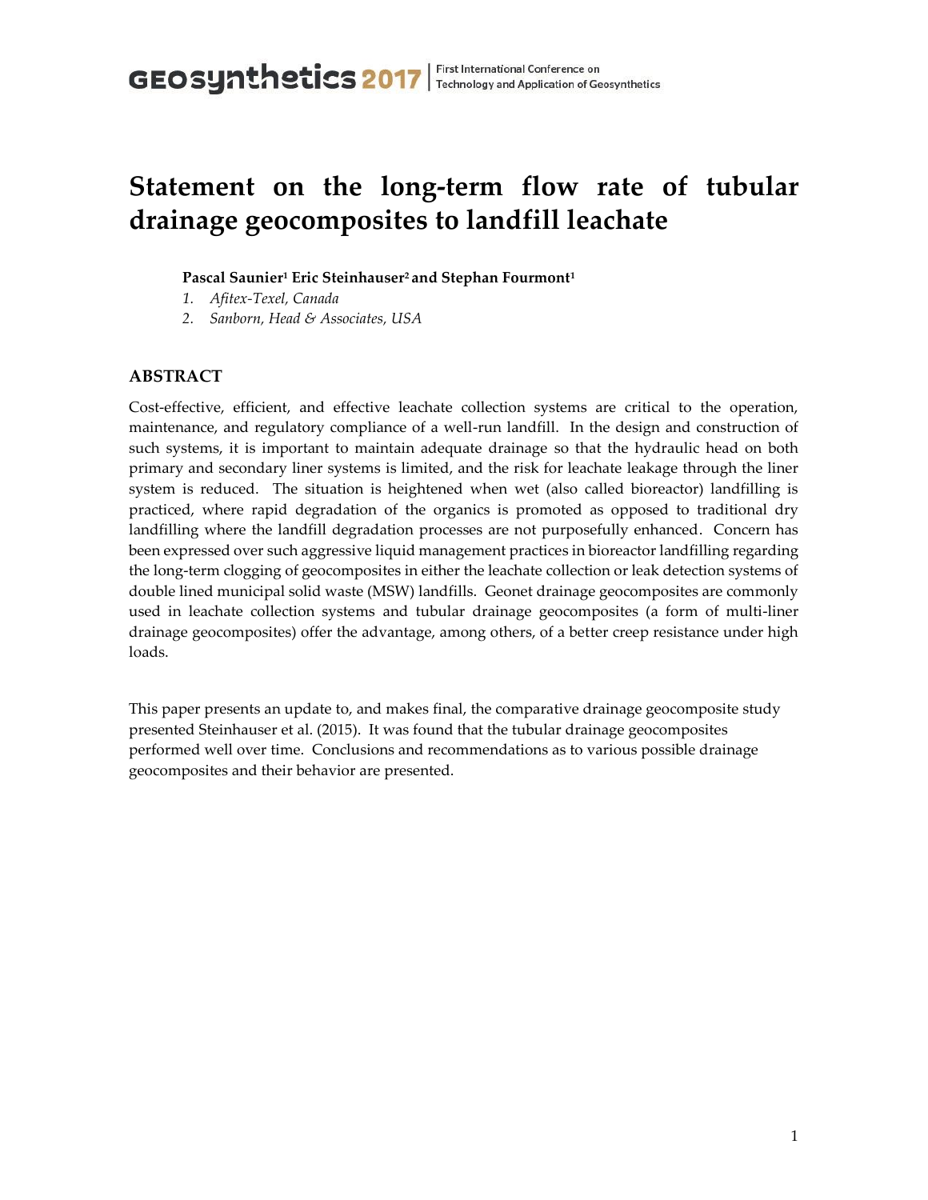# Statement on the long-term flow rate of tubular drainage geocomposites to landfill leachate

**Pascal Saunier[1] Eric Steinhauser[2] and Stephan Fourmont[1]**

1. *Afitex-Texel, Canada*
2. *Sanborn, Head & Associates, USA*

## ABSTRACT

Cost-effective, efficient, and effective leachate collection systems are critical to the operation, maintenance, and regulatory compliance of a well-run landfill. In the design and construction of such systems, it is important to maintain adequate drainage so that the hydraulic head on both primary and secondary liner systems is limited, and the risk for leachate leakage through the liner system is reduced. The situation is heightened when wet (also called bioreactor) landfilling is practiced, where rapid degradation of the organics is promoted as opposed to traditional dry landfilling where the landfill degradation processes are not purposefully enhanced. Concern has been expressed over such aggressive liquid management practices in bioreactor landfilling regarding the long-term clogging of geocomposites in either the leachate collection or leak detection systems of double lined municipal solid waste (MSW) landfills. Geonet drainage geocomposites are commonly used in leachate collection systems and tubular drainage geocomposites (a form of multi-liner drainage geocomposites) offer the advantage, among others, of a better creep resistance under high loads.

This paper presents an update to, and makes final, the comparative drainage geocomposite study presented Steinhauser et al. (2015). It was found that the tubular drainage geocomposites performed well over time. Conclusions and recommendations as to various possible drainage geocomposites and their behavior are presented.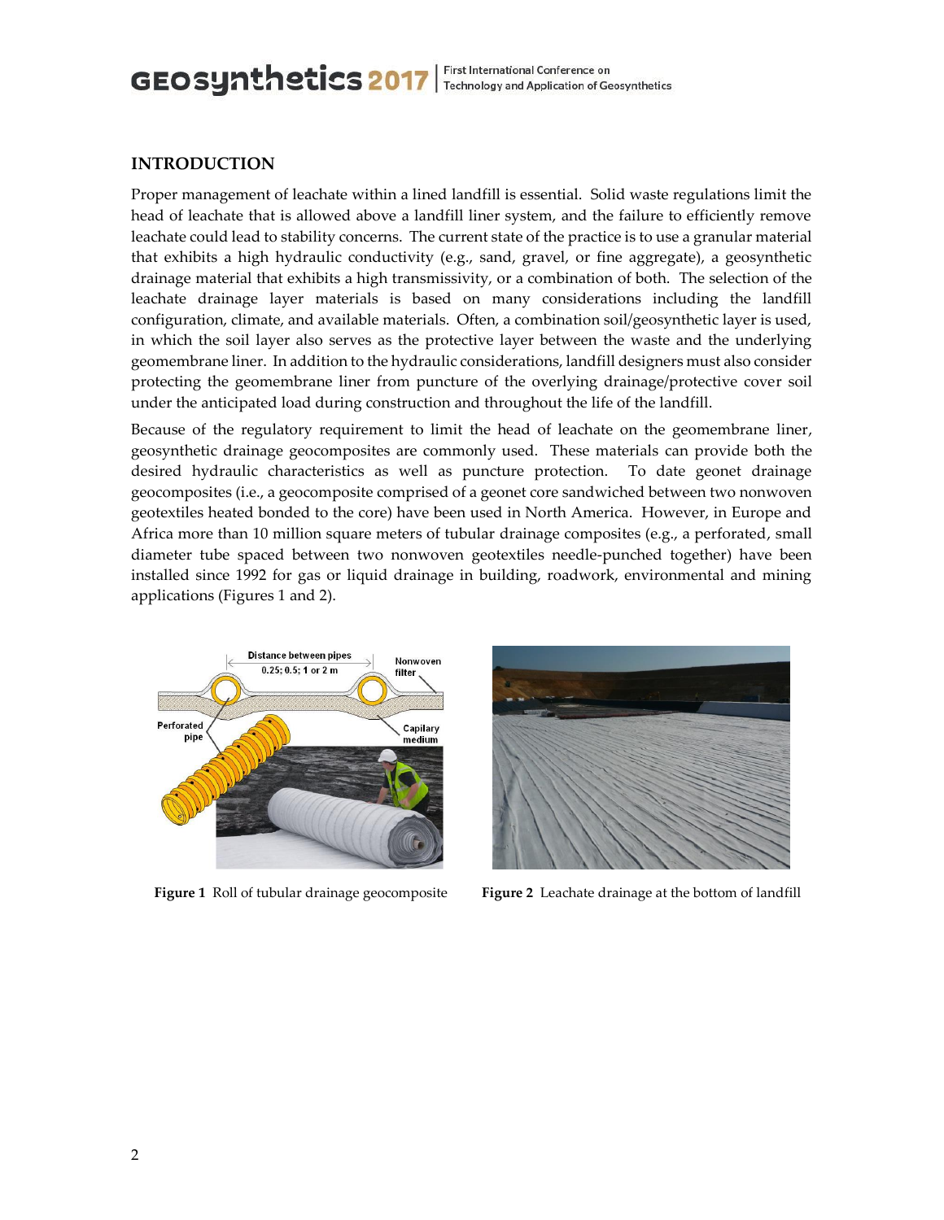## INTRODUCTION

Proper management of leachate within a lined landfill is essential. Solid waste regulations limit the head of leachate that is allowed above a landfill liner system, and the failure to efficiently remove leachate could lead to stability concerns. The current state of the practice is to use a granular material that exhibits a high hydraulic conductivity (e.g., sand, gravel, or fine aggregate), a geosynthetic drainage material that exhibits a high transmissivity, or a combination of both. The selection of the leachate drainage layer materials is based on many considerations including the landfill configuration, climate, and available materials. Often, a combination soil/geosynthetic layer is used, in which the soil layer also serves as the protective layer between the waste and the underlying geomembrane liner. In addition to the hydraulic considerations, landfill designers must also consider protecting the geomembrane liner from puncture of the overlying drainage/protective cover soil under the anticipated load during construction and throughout the life of the landfill.

Because of the regulatory requirement to limit the head of leachate on the geomembrane liner, geosynthetic drainage geocomposites are commonly used. These materials can provide both the desired hydraulic characteristics as well as puncture protection. To date geonet drainage geocomposites (i.e., a geocomposite comprised of a geonet core sandwiched between two nonwoven geotextiles heated bonded to the core) have been used in North America. However, in Europe and Africa more than 10 million square meters of tubular drainage composites (e.g., a perforated, small diameter tube spaced between two nonwoven geotextiles needle-punched together) have been installed since 1992 for gas or liquid drainage in building, roadwork, environmental and mining applications (Figures 1 and 2).

**Figure 1** Roll of tubular drainage geocomposite

**Figure 2** Leachate drainage at the bottom of landfill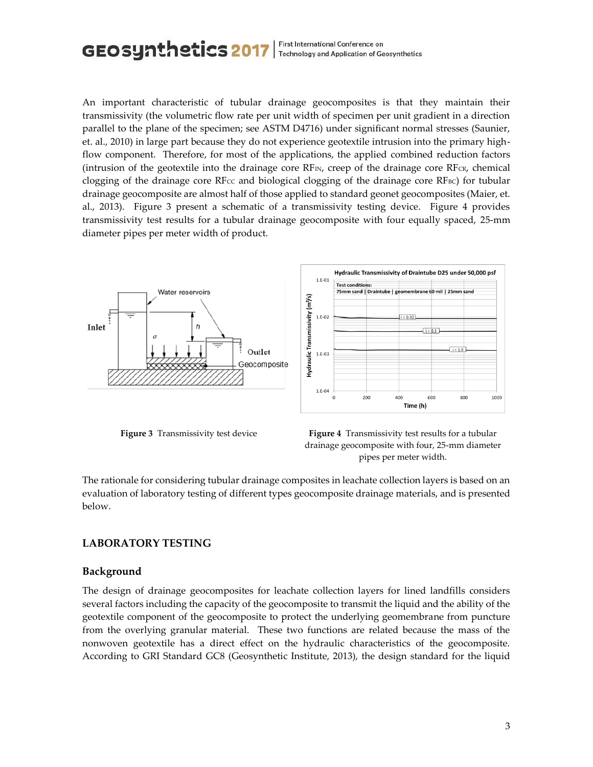An important characteristic of tubular drainage geocomposites is that they maintain their transmissivity (the volumetric flow rate per unit width of specimen per unit gradient in a direction parallel to the plane of the specimen; see ASTM D4716) under significant normal stresses (Saunier, et. al., 2010) in large part because they do not experience geotextile intrusion into the primary high-flow component. Therefore, for most of the applications, the applied combined reduction factors (intrusion of the geotextile into the drainage core $RF_{IN}$, creep of the drainage core $RF_{CR}$, chemical clogging of the drainage core $RF_{CC}$ and biological clogging of the drainage core $RF_{BC}$) for tubular drainage geocomposite are almost half of those applied to standard geonet geocomposites (Maier, et. al., 2013). Figure 3 present a schematic of a transmissivity testing device. Figure 4 provides transmissivity test results for a tubular drainage geocomposite with four equally spaced, 25-mm diameter pipes per meter width of product.

**Figure 3** Transmissivity test device

**Figure 4** Transmissivity test results for a tubular drainage geocomposite with four, 25-mm diameter pipes per meter width.

The rationale for considering tubular drainage composites in leachate collection layers is based on an evaluation of laboratory testing of different types geocomposite drainage materials, and is presented below.

## LABORATORY TESTING

### Background

The design of drainage geocomposites for leachate collection layers for lined landfills considers several factors including the capacity of the geocomposite to transmit the liquid and the ability of the geotextile component of the geocomposite to protect the underlying geomembrane from puncture from the overlying granular material. These two functions are related because the mass of the nonwoven geotextile has a direct effect on the hydraulic characteristics of the geocomposite. According to GRI Standard GC8 (Geosynthetic Institute, 2013), the design standard for the liquid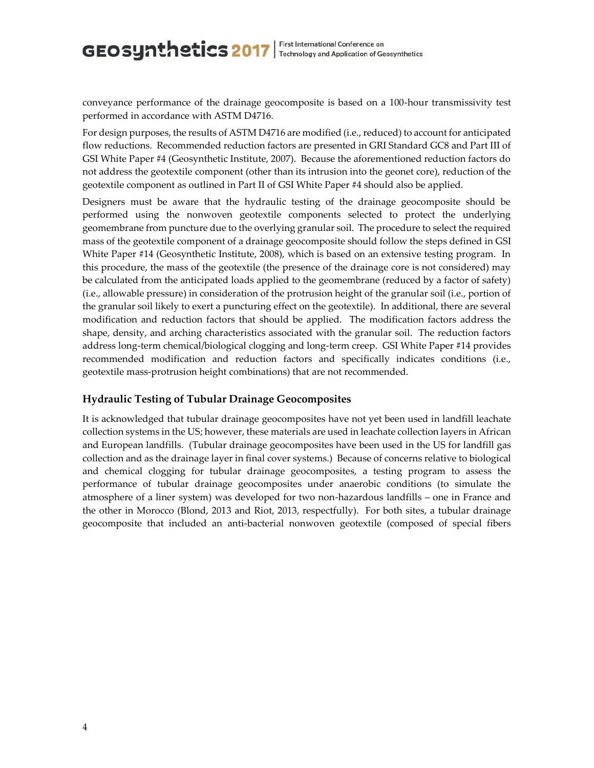conveyance performance of the drainage geocomposite is based on a 100-hour transmissivity test performed in accordance with ASTM D4716.

For design purposes, the results of ASTM D4716 are modified (i.e., reduced) to account for anticipated flow reductions. Recommended reduction factors are presented in GRI Standard GC8 and Part III of GSI White Paper #4 (Geosynthetic Institute, 2007). Because the aforementioned reduction factors do not address the geotextile component (other than its intrusion into the geonet core), reduction of the geotextile component as outlined in Part II of GSI White Paper #4 should also be applied.

Designers must be aware that the hydraulic testing of the drainage geocomposite should be performed using the nonwoven geotextile components selected to protect the underlying geomembrane from puncture due to the overlying granular soil. The procedure to select the required mass of the geotextile component of a drainage geocomposite should follow the steps defined in GSI White Paper #14 (Geosynthetic Institute, 2008), which is based on an extensive testing program. In this procedure, the mass of the geotextile (the presence of the drainage core is not considered) may be calculated from the anticipated loads applied to the geomembrane (reduced by a factor of safety) (i.e., allowable pressure) in consideration of the protrusion height of the granular soil (i.e., portion of the granular soil likely to exert a puncturing effect on the geotextile). In additional, there are several modification and reduction factors that should be applied. The modification factors address the shape, density, and arching characteristics associated with the granular soil. The reduction factors address long-term chemical/biological clogging and long-term creep. GSI White Paper #14 provides recommended modification and reduction factors and specifically indicates conditions (i.e., geotextile mass-protrusion height combinations) that are not recommended.

## Hydraulic Testing of Tubular Drainage Geocomposites

It is acknowledged that tubular drainage geocomposites have not yet been used in landfill leachate collection systems in the US; however, these materials are used in leachate collection layers in African and European landfills. (Tubular drainage geocomposites have been used in the US for landfill gas collection and as the drainage layer in final cover systems.) Because of concerns relative to biological and chemical clogging for tubular drainage geocomposites, a testing program to assess the performance of tubular drainage geocomposites under anaerobic conditions (to simulate the atmosphere of a liner system) was developed for two non-hazardous landfills – one in France and the other in Morocco (Blond, 2013 and Riot, 2013, respectfully). For both sites, a tubular drainage geocomposite that included an anti-bacterial nonwoven geotextile (composed of special fibers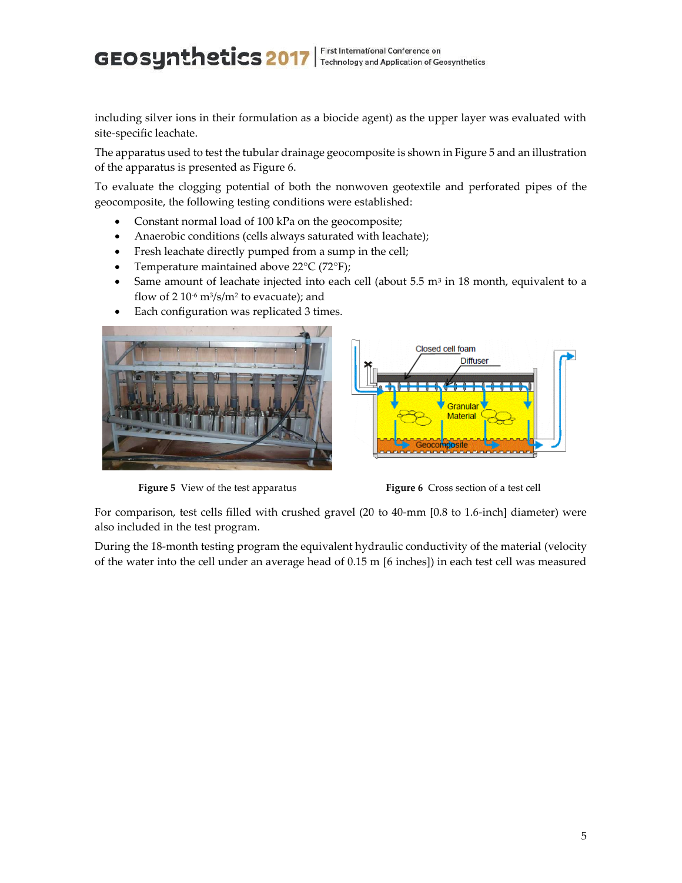including silver ions in their formulation as a biocide agent) as the upper layer was evaluated with site-specific leachate.

The apparatus used to test the tubular drainage geocomposite is shown in Figure 5 and an illustration of the apparatus is presented as Figure 6.

To evaluate the clogging potential of both the nonwoven geotextile and perforated pipes of the geocomposite, the following testing conditions were established:

- Constant normal load of 100 kPa on the geocomposite;
- Anaerobic conditions (cells always saturated with leachate);
- Fresh leachate directly pumped from a sump in the cell;
- Temperature maintained above 22°C (72°F);
- Same amount of leachate injected into each cell (about 5.5 $m^3$ in 18 month, equivalent to a flow of 2 $10^{-6}$ $m^3/s/m^2$ to evacuate); and
- Each configuration was replicated 3 times.

**Figure 5** View of the test apparatus

**Figure 6** Cross section of a test cell

For comparison, test cells filled with crushed gravel (20 to 40-mm [0.8 to 1.6-inch] diameter) were also included in the test program.

During the 18-month testing program the equivalent hydraulic conductivity of the material (velocity of the water into the cell under an average head of 0.15 m [6 inches]) in each test cell was measured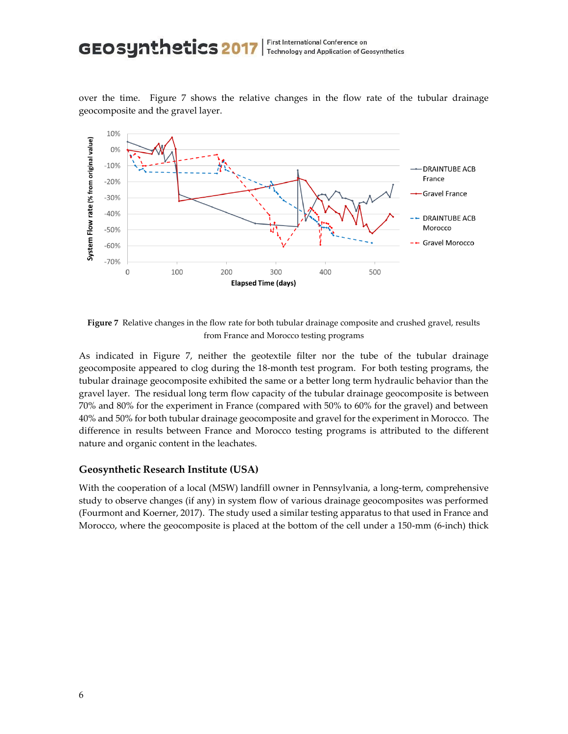over the time. Figure 7 shows the relative changes in the flow rate of the tubular drainage geocomposite and the gravel layer.

**Figure 7** Relative changes in the flow rate for both tubular drainage composite and crushed gravel, results from France and Morocco testing programs

As indicated in Figure 7, neither the geotextile filter nor the tube of the tubular drainage geocomposite appeared to clog during the 18-month test program. For both testing programs, the tubular drainage geocomposite exhibited the same or a better long term hydraulic behavior than the gravel layer. The residual long term flow capacity of the tubular drainage geocomposite is between 70% and 80% for the experiment in France (compared with 50% to 60% for the gravel) and between 40% and 50% for both tubular drainage geocomposite and gravel for the experiment in Morocco. The difference in results between France and Morocco testing programs is attributed to the different nature and organic content in the leachates.

### Geosynthetic Research Institute (USA)

With the cooperation of a local (MSW) landfill owner in Pennsylvania, a long-term, comprehensive study to observe changes (if any) in system flow of various drainage geocomposites was performed (Fourmont and Koerner, 2017). The study used a similar testing apparatus to that used in France and Morocco, where the geocomposite is placed at the bottom of the cell under a 150-mm (6-inch) thick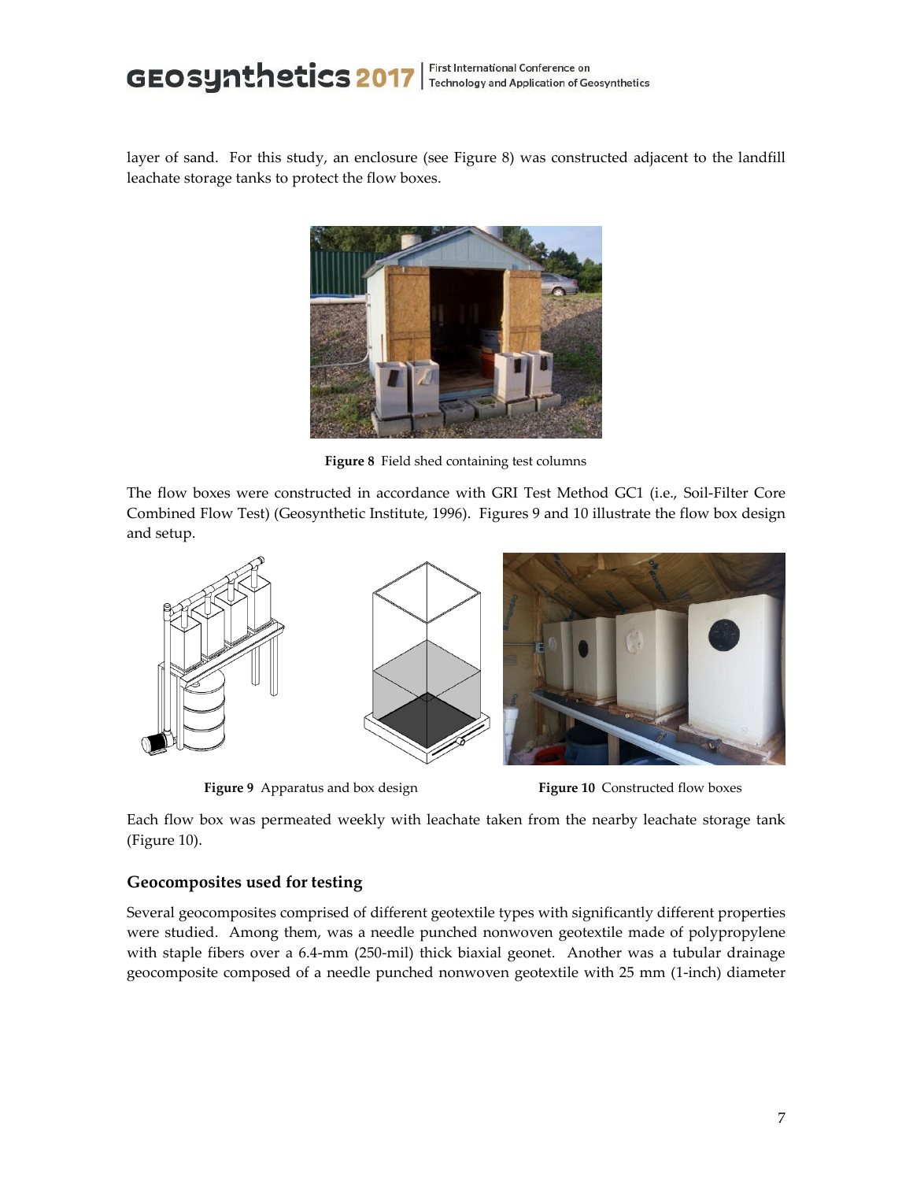layer of sand. For this study, an enclosure (see Figure 8) was constructed adjacent to the landfill leachate storage tanks to protect the flow boxes.

**Figure 8** Field shed containing test columns

The flow boxes were constructed in accordance with GRI Test Method GC1 (i.e., Soil-Filter Core Combined Flow Test) (Geosynthetic Institute, 1996). Figures 9 and 10 illustrate the flow box design and setup.

**Figure 9** Apparatus and box design

**Figure 10** Constructed flow boxes

Each flow box was permeated weekly with leachate taken from the nearby leachate storage tank (Figure 10).

## Geocomposites used for testing

Several geocomposites comprised of different geotextile types with significantly different properties were studied. Among them, was a needle punched nonwoven geotextile made of polypropylene with staple fibers over a 6.4-mm (250-mil) thick biaxial geonet. Another was a tubular drainage geocomposite composed of a needle punched nonwoven geotextile with 25 mm (1-inch) diameter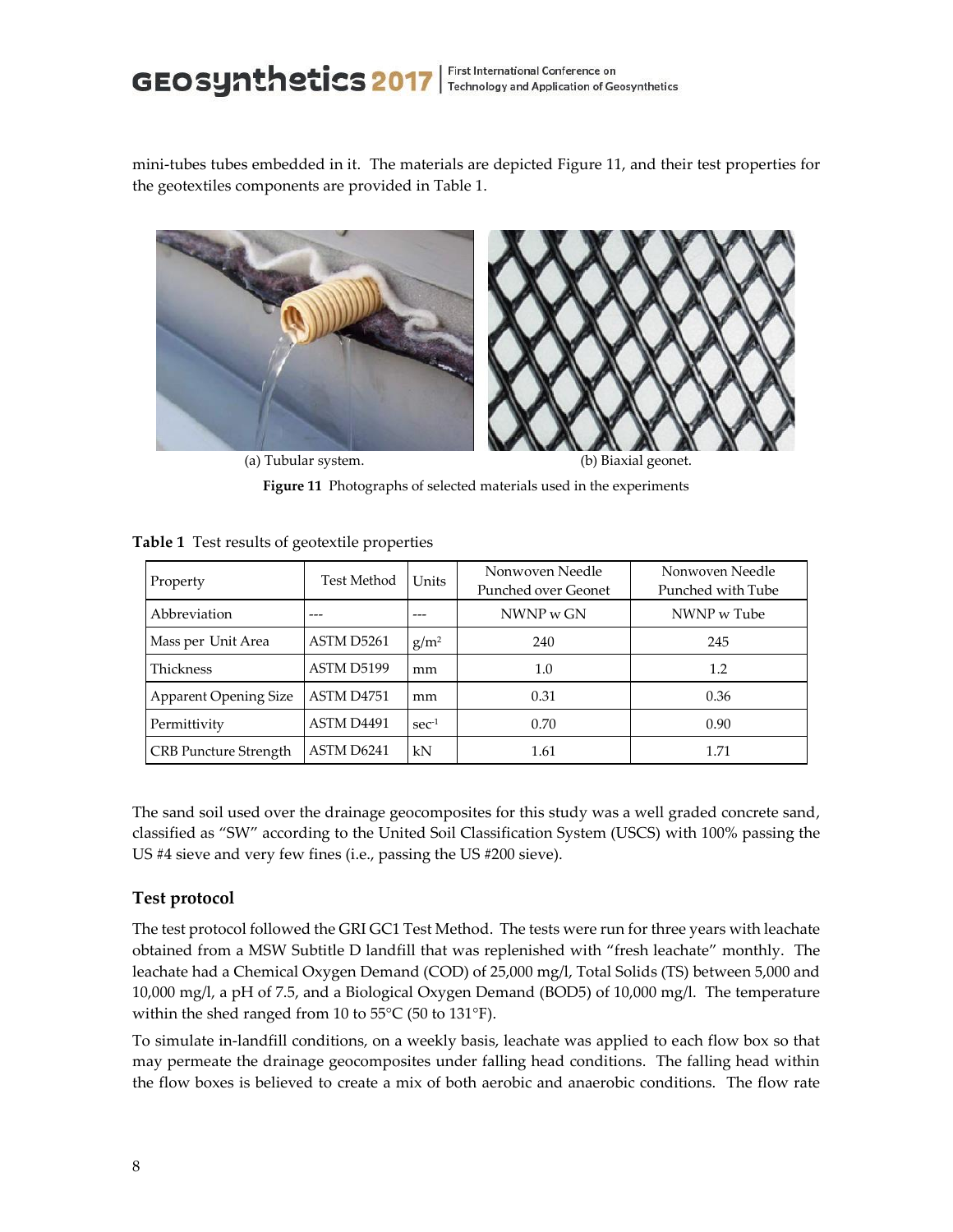mini-tubes tubes embedded in it. The materials are depicted Figure 11, and their test properties for the geotextiles components are provided in Table 1.

(a) Tubular system. (b) Biaxial geonet.

**Figure 11** Photographs of selected materials used in the experiments

**Table 1** Test results of geotextile properties

| Property | Test Method | Units | Nonwoven Needle Punched over Geonet | Nonwoven Needle Punched with Tube |
|---|---|---|---|---|
| Abbreviation | --- | --- | NWNP w GN | NWNP w Tube |
| Mass per Unit Area | ASTM D5261 | $g/m^2$ | 240 | 245 |
| Thickness | ASTM D5199 | mm | 1.0 | 1.2 |
| Apparent Opening Size | ASTM D4751 | mm | 0.31 | 0.36 |
| Permittivity | ASTM D4491 | $sec^{-1}$ | 0.70 | 0.90 |
| CRB Puncture Strength | ASTM D6241 | kN | 1.61 | 1.71 |

The sand soil used over the drainage geocomposites for this study was a well graded concrete sand, classified as "SW" according to the United Soil Classification System (USCS) with 100% passing the US #4 sieve and very few fines (i.e., passing the US #200 sieve).

## Test protocol

The test protocol followed the GRI GC1 Test Method. The tests were run for three years with leachate obtained from a MSW Subtitle D landfill that was replenished with "fresh leachate" monthly. The leachate had a Chemical Oxygen Demand (COD) of 25,000 mg/l, Total Solids (TS) between 5,000 and 10,000 mg/l, a pH of 7.5, and a Biological Oxygen Demand (BOD5) of 10,000 mg/l. The temperature within the shed ranged from 10 to 55°C (50 to 131°F).

To simulate in-landfill conditions, on a weekly basis, leachate was applied to each flow box so that may permeate the drainage geocomposites under falling head conditions. The falling head within the flow boxes is believed to create a mix of both aerobic and anaerobic conditions. The flow rate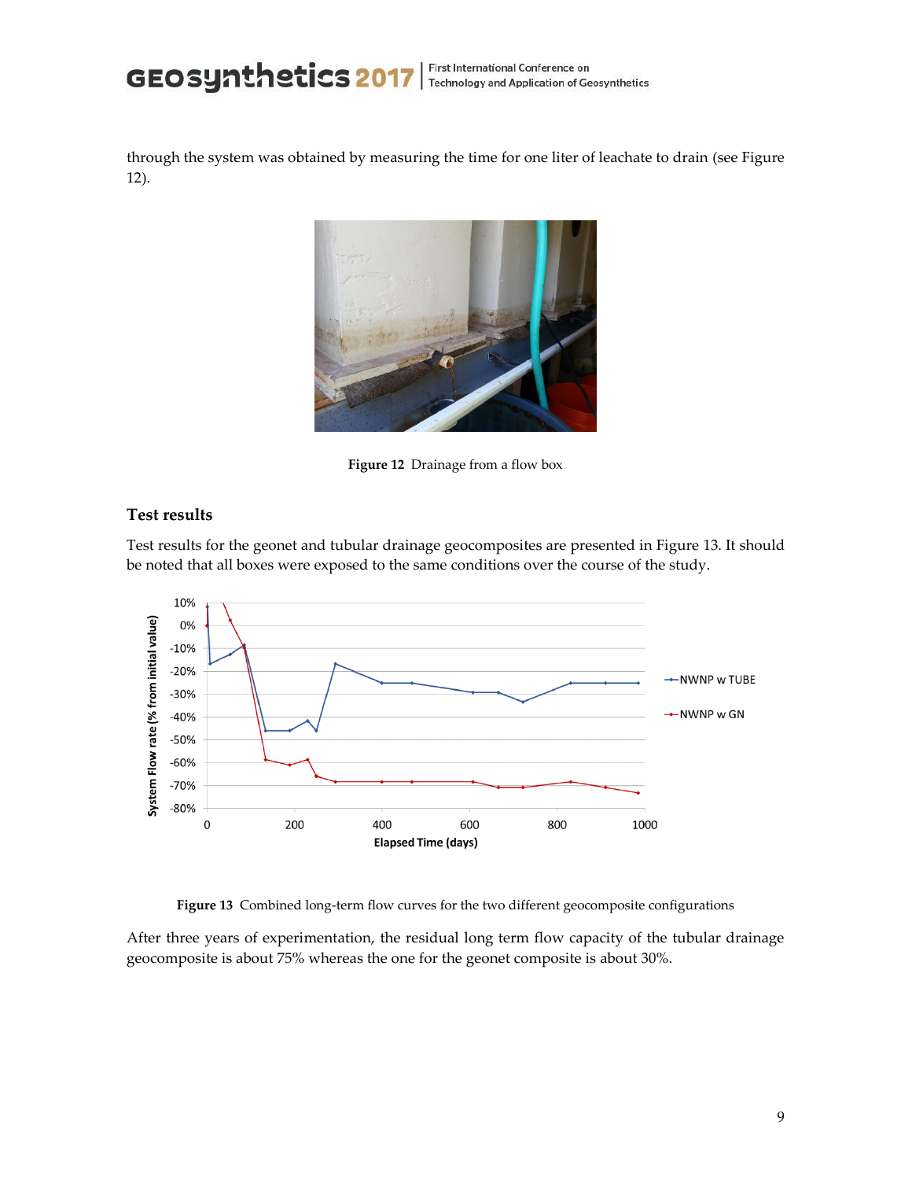through the system was obtained by measuring the time for one liter of leachate to drain (see Figure 12).

**Figure 12** Drainage from a flow box

### Test results

Test results for the geonet and tubular drainage geocomposites are presented in Figure 13. It should be noted that all boxes were exposed to the same conditions over the course of the study.

**Figure 13** Combined long-term flow curves for the two different geocomposite configurations

After three years of experimentation, the residual long term flow capacity of the tubular drainage geocomposite is about 75% whereas the one for the geonet composite is about 30%.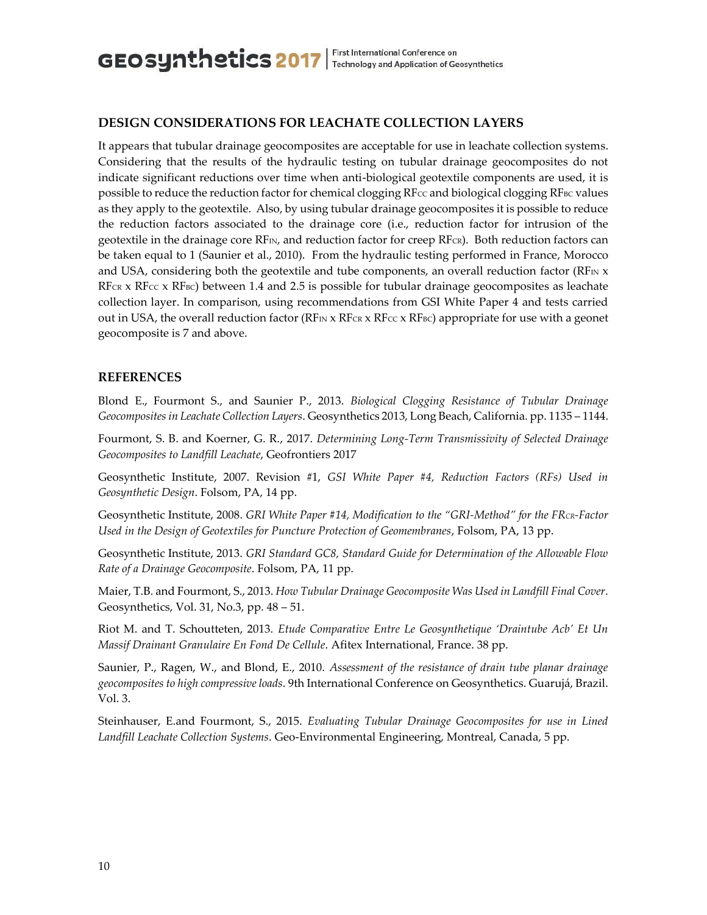## DESIGN CONSIDERATIONS FOR LEACHATE COLLECTION LAYERS

It appears that tubular drainage geocomposites are acceptable for use in leachate collection systems. Considering that the results of the hydraulic testing on tubular drainage geocomposites do not indicate significant reductions over time when anti-biological geotextile components are used, it is possible to reduce the reduction factor for chemical clogging $RF_{CC}$ and biological clogging $RF_{BC}$ values as they apply to the geotextile. Also, by using tubular drainage geocomposites it is possible to reduce the reduction factors associated to the drainage core (i.e., reduction factor for intrusion of the geotextile in the drainage core $RF_{IN}$, and reduction factor for creep $RF_{CR}$). Both reduction factors can be taken equal to 1 (Saunier et al., 2010). From the hydraulic testing performed in France, Morocco and USA, considering both the geotextile and tube components, an overall reduction factor ($RF_{IN}$ x $RF_{CR}$ x $RF_{CC}$ x $RF_{BC}$) between 1.4 and 2.5 is possible for tubular drainage geocomposites as leachate collection layer. In comparison, using recommendations from GSI White Paper 4 and tests carried out in USA, the overall reduction factor ($RF_{IN}$ x $RF_{CR}$ x $RF_{CC}$ x $RF_{BC}$) appropriate for use with a geonet geocomposite is 7 and above.

## REFERENCES

Blond E., Fourmont S., and Saunier P., 2013. *Biological Clogging Resistance of Tubular Drainage Geocomposites in Leachate Collection Layers*. Geosynthetics 2013, Long Beach, California. pp. 1135 – 1144.

Fourmont, S. B. and Koerner, G. R., 2017. *Determining Long-Term Transmissivity of Selected Drainage Geocomposites to Landfill Leachate*, Geofrontiers 2017

Geosynthetic Institute, 2007. Revision #1, *GSI White Paper #4, Reduction Factors (RFs) Used in Geosynthetic Design*. Folsom, PA, 14 pp.

Geosynthetic Institute, 2008. *GRI White Paper #14, Modification to the "GRI-Method" for the $FR_{CR}$-Factor Used in the Design of Geotextiles for Puncture Protection of Geomembranes*, Folsom, PA, 13 pp.

Geosynthetic Institute, 2013. *GRI Standard GC8, Standard Guide for Determination of the Allowable Flow Rate of a Drainage Geocomposite*. Folsom, PA, 11 pp.

Maier, T.B. and Fourmont, S., 2013. *How Tubular Drainage Geocomposite Was Used in Landfill Final Cover*. Geosynthetics, Vol. 31, No.3, pp. 48 – 51.

Riot M. and T. Schoutteten, 2013. *Etude Comparative Entre Le Geosynthetique 'Draintube Acb' Et Un Massif Drainant Granulaire En Fond De Cellule*. Afitex International, France. 38 pp.

Saunier, P., Ragen, W., and Blond, E., 2010. *Assessment of the resistance of drain tube planar drainage geocomposites to high compressive loads*. 9th International Conference on Geosynthetics. Guarujá, Brazil. Vol. 3.

Steinhauser, E.and Fourmont, S., 2015. *Evaluating Tubular Drainage Geocomposites for use in Lined Landfill Leachate Collection Systems*. Geo-Environmental Engineering, Montreal, Canada, 5 pp.